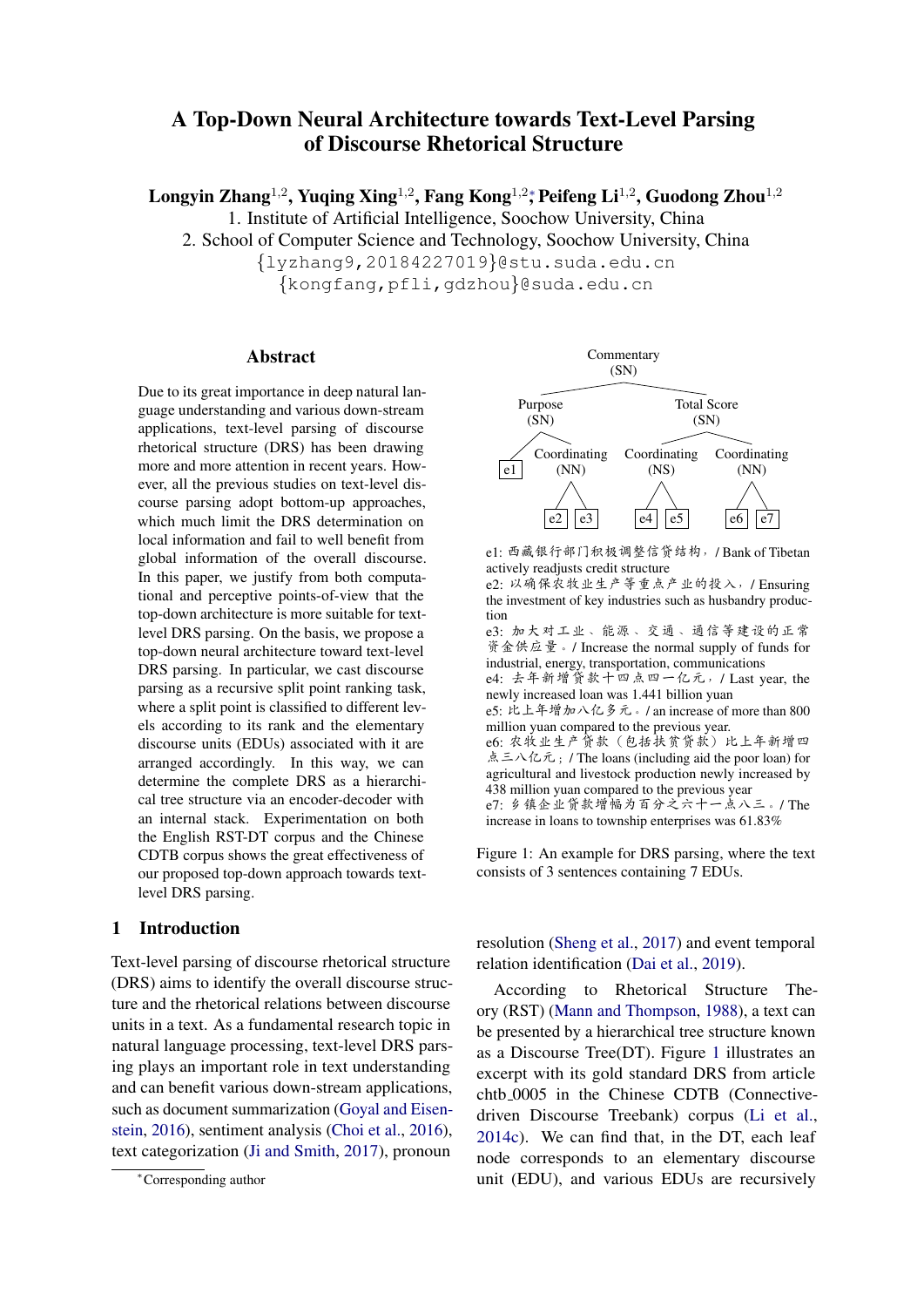# A Top-Down Neural Architecture towards Text-Level Parsing of Discourse Rhetorical Structure

**Longyin Zhang**[1,2], **Yuqing Xing**[1,2], **Fang Kong**[1,2]*, **Peifeng Li**[1,2], **Guodong Zhou**[1,2]

1. Institute of Artificial Intelligence, Soochow University, China
2. School of Computer Science and Technology, Soochow University, China

{lyzhang9,20184227019}@stu.suda.edu.cn
{kongfang,pfli,gdzhou}@suda.edu.cn

## Abstract

Due to its great importance in deep natural language understanding and various down-stream applications, text-level parsing of discourse rhetorical structure (DRS) has been drawing more and more attention in recent years. However, all the previous studies on text-level discourse parsing adopt bottom-up approaches, which much limit the DRS determination on local information and fail to well benefit from global information of the overall discourse. In this paper, we justify from both computational and perceptive points-of-view that the top-down architecture is more suitable for text-level DRS parsing. On the basis, we propose a top-down neural architecture toward text-level DRS parsing. In particular, we cast discourse parsing as a recursive split point ranking task, where a split point is classified to different levels according to its rank and the elementary discourse units (EDUs) associated with it are arranged accordingly. In this way, we can determine the complete DRS as a hierarchical tree structure via an encoder-decoder with an internal stack. Experimentation on both the English RST-DT corpus and the Chinese CDTB corpus shows the great effectiveness of our proposed top-down approach towards text-level DRS parsing.

## 1 Introduction

Text-level parsing of discourse rhetorical structure (DRS) aims to identify the overall discourse structure and the rhetorical relations between discourse units in a text. As a fundamental research topic in natural language processing, text-level DRS parsing plays an important role in text understanding and can benefit various down-stream applications, such as document summarization (Goyal and Eisenstein, 2016), sentiment analysis (Choi et al., 2016), text categorization (Ji and Smith, 2017), pronoun resolution (Sheng et al., 2017) and event temporal relation identification (Dai et al., 2019).

```
                    Commentary
                       (SN)
          Purpose                    Total Score
           (SN)                         (SN)
    e1   Coordinating      Coordinating      Coordinating
            (NN)               (NS)              (NN)
          e2    e3           e4    e5          e6    e7
```

e1: 西藏银行部门积极调整信贷结构，/ Bank of Tibetan actively readjusts credit structure
e2: 以确保农牧业生产等重点产业的投入，/ Ensuring the investment of key industries such as husbandry production
e3: 加大对工业、能源、交通、通信等建设的正常资金供应量。/ Increase the normal supply of funds for industrial, energy, transportation, communications
e4: 去年新增贷款十四点四一亿元，/ Last year, the newly increased loan was 1.441 billion yuan
e5: 比上年增加八亿多元。/ an increase of more than 800 million yuan compared to the previous year.
e6: 农牧业生产贷款（包括扶贫贷款）比上年新增四点三八亿元；/ The loans (including aid the poor loan) for agricultural and livestock production newly increased by 438 million yuan compared to the previous year
e7: 乡镇企业贷款增幅为百分之六十一点八三。/ The increase in loans to township enterprises was 61.83%

Figure 1: An example for DRS parsing, where the text consists of 3 sentences containing 7 EDUs.

According to Rhetorical Structure Theory (RST) (Mann and Thompson, 1988), a text can be presented by a hierarchical tree structure known as a Discourse Tree(DT). Figure 1 illustrates an excerpt with its gold standard DRS from article chtb_0005 in the Chinese CDTB (Connective-driven Discourse Treebank) corpus (Li et al., 2014c). We can find that, in the DT, each leaf node corresponds to an elementary discourse unit (EDU), and various EDUs are recursively

*Corresponding author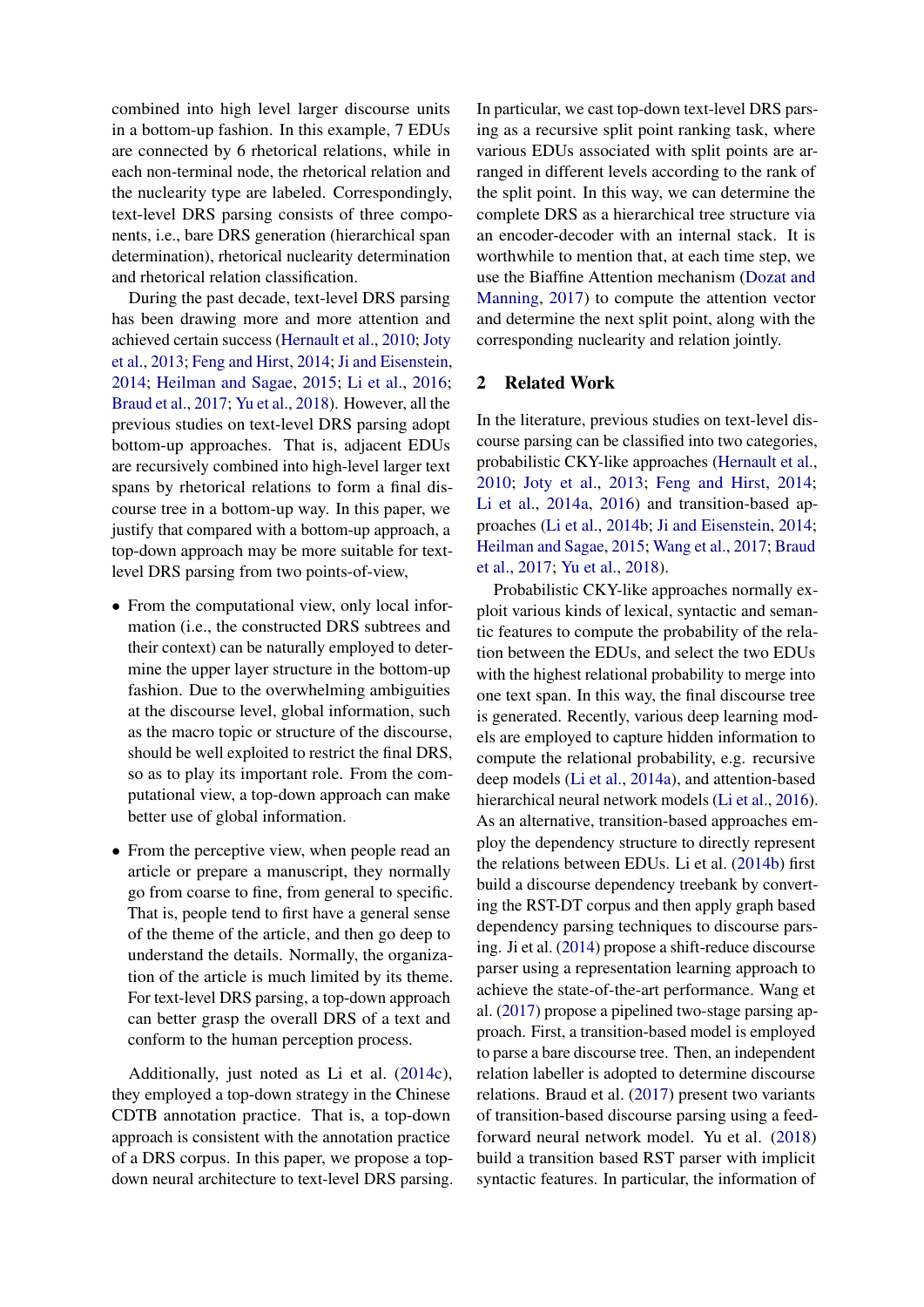combined into high level larger discourse units in a bottom-up fashion. In this example, 7 EDUs are connected by 6 rhetorical relations, while in each non-terminal node, the rhetorical relation and the nuclearity type are labeled. Correspondingly, text-level DRS parsing consists of three components, i.e., bare DRS generation (hierarchical span determination), rhetorical nuclearity determination and rhetorical relation classification.

During the past decade, text-level DRS parsing has been drawing more and more attention and achieved certain success (Hernault et al., 2010; Joty et al., 2013; Feng and Hirst, 2014; Ji and Eisenstein, 2014; Heilman and Sagae, 2015; Li et al., 2016; Braud et al., 2017; Yu et al., 2018). However, all the previous studies on text-level DRS parsing adopt bottom-up approaches. That is, adjacent EDUs are recursively combined into high-level larger text spans by rhetorical relations to form a final discourse tree in a bottom-up way. In this paper, we justify that compared with a bottom-up approach, a top-down approach may be more suitable for text-level DRS parsing from two points-of-view,

- From the computational view, only local information (i.e., the constructed DRS subtrees and their context) can be naturally employed to determine the upper layer structure in the bottom-up fashion. Due to the overwhelming ambiguities at the discourse level, global information, such as the macro topic or structure of the discourse, should be well exploited to restrict the final DRS, so as to play its important role. From the computational view, a top-down approach can make better use of global information.
- From the perceptive view, when people read an article or prepare a manuscript, they normally go from coarse to fine, from general to specific. That is, people tend to first have a general sense of the theme of the article, and then go deep to understand the details. Normally, the organization of the article is much limited by its theme. For text-level DRS parsing, a top-down approach can better grasp the overall DRS of a text and conform to the human perception process.

Additionally, just noted as Li et al. (2014c), they employed a top-down strategy in the Chinese CDTB annotation practice. That is, a top-down approach is consistent with the annotation practice of a DRS corpus. In this paper, we propose a top-down neural architecture to text-level DRS parsing. In particular, we cast top-down text-level DRS parsing as a recursive split point ranking task, where various EDUs associated with split points are arranged in different levels according to the rank of the split point. In this way, we can determine the complete DRS as a hierarchical tree structure via an encoder-decoder with an internal stack. It is worthwhile to mention that, at each time step, we use the Biaffine Attention mechanism (Dozat and Manning, 2017) to compute the attention vector and determine the next split point, along with the corresponding nuclearity and relation jointly.

## 2 Related Work

In the literature, previous studies on text-level discourse parsing can be classified into two categories, probabilistic CKY-like approaches (Hernault et al., 2010; Joty et al., 2013; Feng and Hirst, 2014; Li et al., 2014a, 2016) and transition-based approaches (Li et al., 2014b; Ji and Eisenstein, 2014; Heilman and Sagae, 2015; Wang et al., 2017; Braud et al., 2017; Yu et al., 2018).

Probabilistic CKY-like approaches normally exploit various kinds of lexical, syntactic and semantic features to compute the probability of the relation between the EDUs, and select the two EDUs with the highest relational probability to merge into one text span. In this way, the final discourse tree is generated. Recently, various deep learning models are employed to capture hidden information to compute the relational probability, e.g. recursive deep models (Li et al., 2014a), and attention-based hierarchical neural network models (Li et al., 2016). As an alternative, transition-based approaches employ the dependency structure to directly represent the relations between EDUs. Li et al. (2014b) first build a discourse dependency treebank by converting the RST-DT corpus and then apply graph based dependency parsing techniques to discourse parsing. Ji et al. (2014) propose a shift-reduce discourse parser using a representation learning approach to achieve the state-of-the-art performance. Wang et al. (2017) propose a pipelined two-stage parsing approach. First, a transition-based model is employed to parse a bare discourse tree. Then, an independent relation labeller is adopted to determine discourse relations. Braud et al. (2017) present two variants of transition-based discourse parsing using a feed-forward neural network model. Yu et al. (2018) build a transition based RST parser with implicit syntactic features. In particular, the information of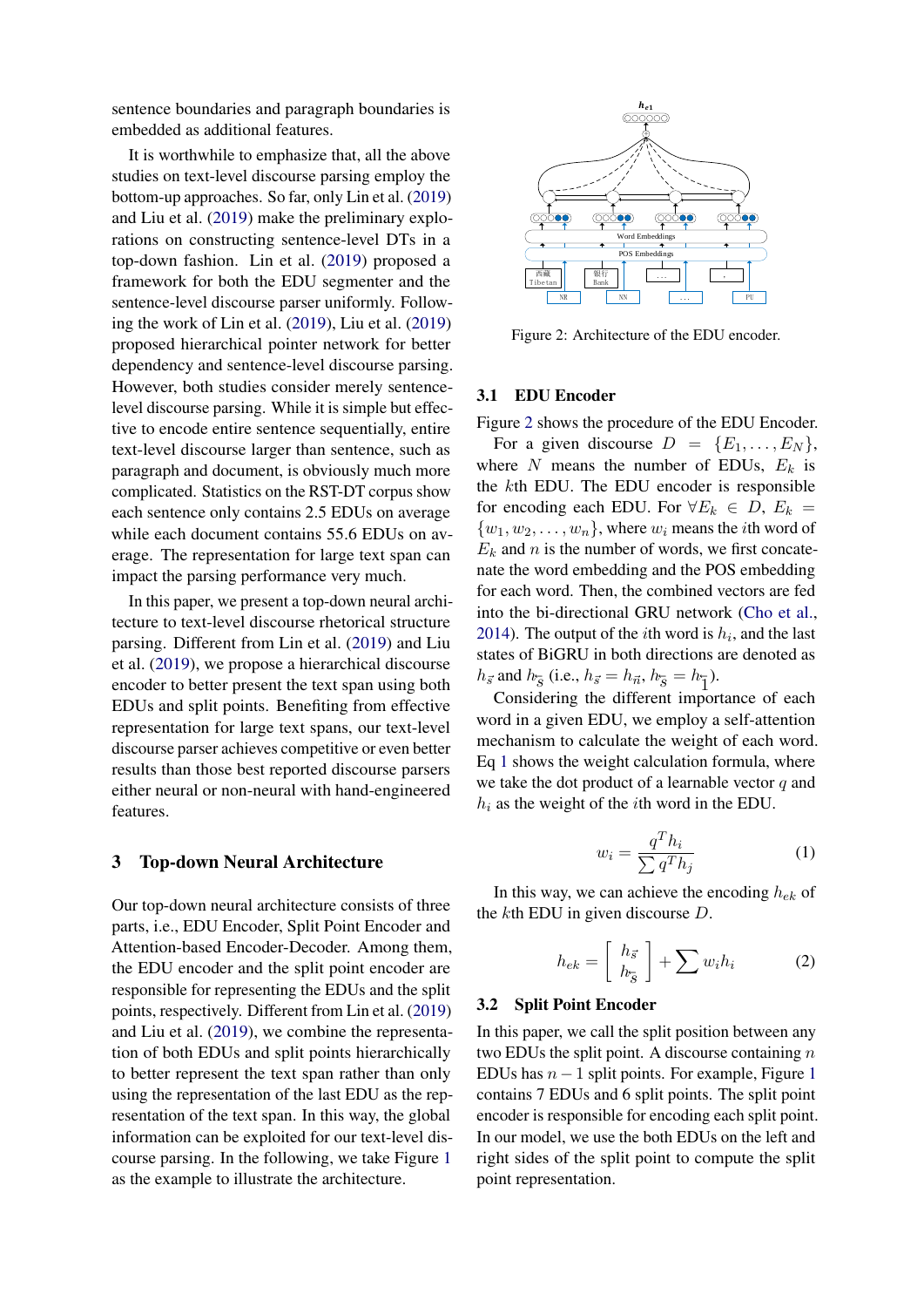sentence boundaries and paragraph boundaries is embedded as additional features.

It is worthwhile to emphasize that, all the above studies on text-level discourse parsing employ the bottom-up approaches. So far, only Lin et al. (2019) and Liu et al. (2019) make the preliminary explorations on constructing sentence-level DTs in a top-down fashion. Lin et al. (2019) proposed a framework for both the EDU segmenter and the sentence-level discourse parser uniformly. Following the work of Lin et al. (2019), Liu et al. (2019) proposed hierarchical pointer network for better dependency and sentence-level discourse parsing. However, both studies consider merely sentence-level discourse parsing. While it is simple but effective to encode entire sentence sequentially, entire text-level discourse larger than sentence, such as paragraph and document, is obviously much more complicated. Statistics on the RST-DT corpus show each sentence only contains 2.5 EDUs on average while each document contains 55.6 EDUs on average. The representation for large text span can impact the parsing performance very much.

In this paper, we present a top-down neural architecture to text-level discourse rhetorical structure parsing. Different from Lin et al. (2019) and Liu et al. (2019), we propose a hierarchical discourse encoder to better present the text span using both EDUs and split points. Benefiting from effective representation for large text spans, our text-level discourse parser achieves competitive or even better results than those best reported discourse parsers either neural or non-neural with hand-engineered features.

## 3 Top-down Neural Architecture

Our top-down neural architecture consists of three parts, i.e., EDU Encoder, Split Point Encoder and Attention-based Encoder-Decoder. Among them, the EDU encoder and the split point encoder are responsible for representing the EDUs and the split points, respectively. Different from Lin et al. (2019) and Liu et al. (2019), we combine the representation of both EDUs and split points hierarchically to better represent the text span rather than only using the representation of the last EDU as the representation of the text span. In this way, the global information can be exploited for our text-level discourse parsing. In the following, we take Figure 1 as the example to illustrate the architecture.

Figure 2: Architecture of the EDU encoder.

### 3.1 EDU Encoder

Figure 2 shows the procedure of the EDU Encoder.

For a given discourse $D = \{E_1, \ldots, E_N\}$, where $N$ means the number of EDUs, $E_k$ is the $k$th EDU. The EDU encoder is responsible for encoding each EDU. For $\forall E_k \in D$, $E_k = \{w_1, w_2, \ldots, w_n\}$, where $w_i$ means the $i$th word of $E_k$ and $n$ is the number of words, we first concatenate the word embedding and the POS embedding for each word. Then, the combined vectors are fed into the bi-directional GRU network (Cho et al., 2014). The output of the $i$th word is $h_i$, and the last states of BiGRU in both directions are denoted as $h_{\vec{s}}$ and $h_{\overleftarrow{s}}$ (i.e., $h_{\vec{s}} = h_{\vec{n}}$, $h_{\overleftarrow{s}} = h_{\overleftarrow{1}}$).

Considering the different importance of each word in a given EDU, we employ a self-attention mechanism to calculate the weight of each word. Eq 1 shows the weight calculation formula, where we take the dot product of a learnable vector $q$ and $h_i$ as the weight of the $i$th word in the EDU.

$$w_i = \frac{q^T h_i}{\sum q^T h_j} \tag{1}$$

In this way, we can achieve the encoding $h_{ek}$ of the $k$th EDU in given discourse $D$.

$$h_{ek} = \begin{bmatrix} h_{\vec{s}} \\ h_{\overleftarrow{s}} \end{bmatrix} + \sum w_i h_i \tag{2}$$

### 3.2 Split Point Encoder

In this paper, we call the split position between any two EDUs the split point. A discourse containing $n$ EDUs has $n-1$ split points. For example, Figure 1 contains 7 EDUs and 6 split points. The split point encoder is responsible for encoding each split point. In our model, we use the both EDUs on the left and right sides of the split point to compute the split point representation.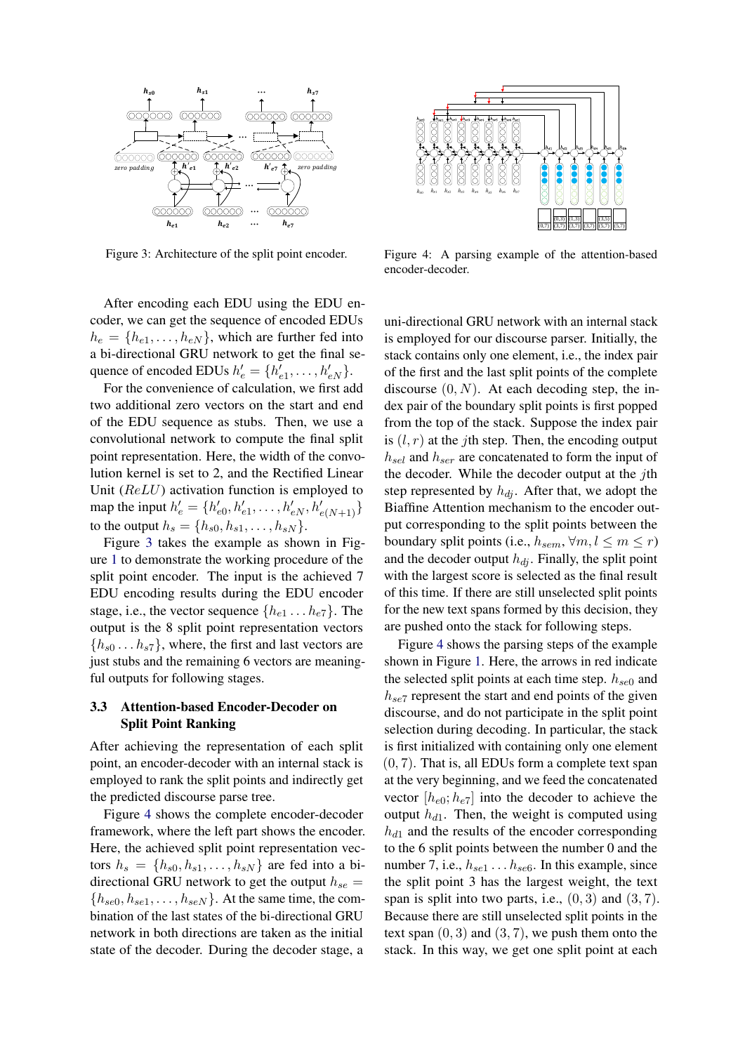Figure 3: Architecture of the split point encoder.

Figure 4: A parsing example of the attention-based encoder-decoder.

After encoding each EDU using the EDU encoder, we can get the sequence of encoded EDUs $h_e = \{h_{e1}, \ldots, h_{eN}\}$, which are further fed into a bi-directional GRU network to get the final sequence of encoded EDUs $h'_e = \{h'_{e1}, \ldots, h'_{eN}\}$.

For the convenience of calculation, we first add two additional zero vectors on the start and end of the EDU sequence as stubs. Then, we use a convolutional network to compute the final split point representation. Here, the width of the convolution kernel is set to 2, and the Rectified Linear Unit ($ReLU$) activation function is employed to map the input $h'_e = \{h'_{e0}, h'_{e1}, \ldots, h'_{eN}, h'_{e(N+1)}\}$ to the output $h_s = \{h_{s0}, h_{s1}, \ldots, h_{sN}\}$.

Figure 3 takes the example as shown in Figure 1 to demonstrate the working procedure of the split point encoder. The input is the achieved 7 EDU encoding results during the EDU encoder stage, i.e., the vector sequence $\{h_{e1} \ldots h_{e7}\}$. The output is the 8 split point representation vectors $\{h_{s0} \ldots h_{s7}\}$, where, the first and last vectors are just stubs and the remaining 6 vectors are meaningful outputs for following stages.

### 3.3 Attention-based Encoder-Decoder on Split Point Ranking

After achieving the representation of each split point, an encoder-decoder with an internal stack is employed to rank the split points and indirectly get the predicted discourse parse tree.

Figure 4 shows the complete encoder-decoder framework, where the left part shows the encoder. Here, the achieved split point representation vectors $h_s = \{h_{s0}, h_{s1}, \ldots, h_{sN}\}$ are fed into a bi-directional GRU network to get the output $h_{se} = \{h_{se0}, h_{se1}, \ldots, h_{seN}\}$. At the same time, the combination of the last states of the bi-directional GRU network in both directions are taken as the initial state of the decoder. During the decoder stage, a uni-directional GRU network with an internal stack is employed for our discourse parser. Initially, the stack contains only one element, i.e., the index pair of the first and the last split points of the complete discourse $(0, N)$. At each decoding step, the index pair of the boundary split points is first popped from the top of the stack. Suppose the index pair is $(l, r)$ at the $j$th step. Then, the encoding output $h_{sel}$ and $h_{ser}$ are concatenated to form the input of the decoder. While the decoder output at the $j$th step represented by $h_{dj}$. After that, we adopt the Biaffine Attention mechanism to the encoder output corresponding to the split points between the boundary split points (i.e., $h_{sem}, \forall m, l \leq m \leq r$) and the decoder output $h_{dj}$. Finally, the split point with the largest score is selected as the final result of this time. If there are still unselected split points for the new text spans formed by this decision, they are pushed onto the stack for following steps.

Figure 4 shows the parsing steps of the example shown in Figure 1. Here, the arrows in red indicate the selected split points at each time step. $h_{se0}$ and $h_{se7}$ represent the start and end points of the given discourse, and do not participate in the split point selection during decoding. In particular, the stack is first initialized with containing only one element $(0, 7)$. That is, all EDUs form a complete text span at the very beginning, and we feed the concatenated vector $[h_{e0}; h_{e7}]$ into the decoder to achieve the output $h_{d1}$. Then, the weight is computed using $h_{d1}$ and the results of the encoder corresponding to the 6 split points between the number 0 and the number 7, i.e., $h_{se1} \ldots h_{se6}$. In this example, since the split point 3 has the largest weight, the text span is split into two parts, i.e., $(0, 3)$ and $(3, 7)$. Because there are still unselected split points in the text span $(0, 3)$ and $(3, 7)$, we push them onto the stack. In this way, we get one split point at each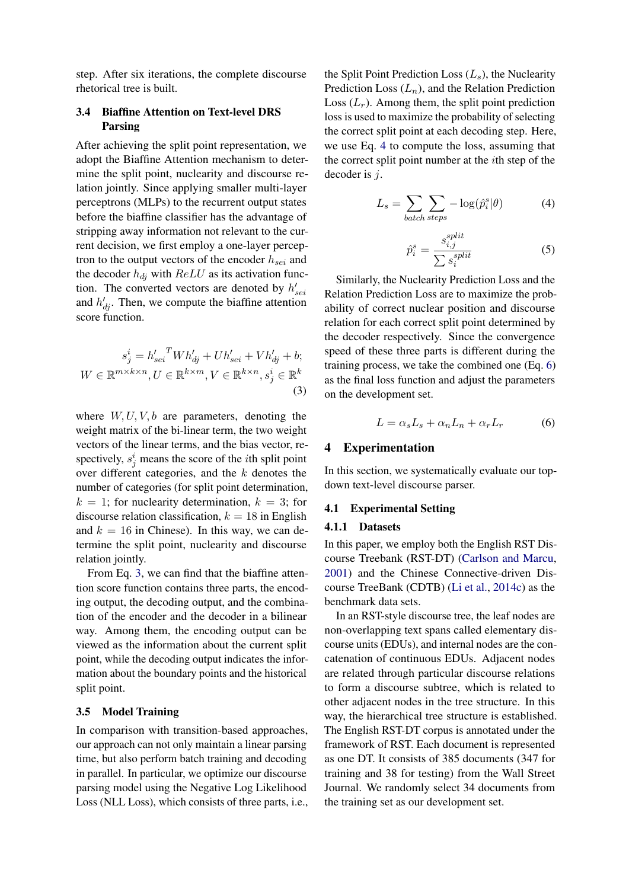step. After six iterations, the complete discourse rhetorical tree is built.

### 3.4 Biaffine Attention on Text-level DRS Parsing

After achieving the split point representation, we adopt the Biaffine Attention mechanism to determine the split point, nuclearity and discourse relation jointly. Since applying smaller multi-layer perceptrons (MLPs) to the recurrent output states before the biaffine classifier has the advantage of stripping away information not relevant to the current decision, we first employ a one-layer perceptron to the output vectors of the encoder $h_{sei}$ and the decoder $h_{dj}$ with $ReLU$ as its activation function. The converted vectors are denoted by $h'_{sei}$ and $h'_{dj}$. Then, we compute the biaffine attention score function.

$$s_j^i = {h'_{sei}}^T W h'_{dj} + U h'_{sei} + V h'_{dj} + b;$$
$$W \in \mathbb{R}^{m \times k \times n}, U \in \mathbb{R}^{k \times m}, V \in \mathbb{R}^{k \times n}, s_j^i \in \mathbb{R}^k \tag{3}$$

where $W, U, V, b$ are parameters, denoting the weight matrix of the bi-linear term, the two weight vectors of the linear terms, and the bias vector, respectively, $s_j^i$ means the score of the $i$th split point over different categories, and the $k$ denotes the number of categories (for split point determination, $k = 1$; for nuclearity determination, $k = 3$; for discourse relation classification, $k = 18$ in English and $k = 16$ in Chinese). In this way, we can determine the split point, nuclearity and discourse relation jointly.

From Eq. 3, we can find that the biaffine attention score function contains three parts, the encoding output, the decoding output, and the combination of the encoder and the decoder in a bilinear way. Among them, the encoding output can be viewed as the information about the current split point, while the decoding output indicates the information about the boundary points and the historical split point.

### 3.5 Model Training

In comparison with transition-based approaches, our approach can not only maintain a linear parsing time, but also perform batch training and decoding in parallel. In particular, we optimize our discourse parsing model using the Negative Log Likelihood Loss (NLL Loss), which consists of three parts, i.e., the Split Point Prediction Loss ($L_s$), the Nuclearity Prediction Loss ($L_n$), and the Relation Prediction Loss ($L_r$). Among them, the split point prediction loss is used to maximize the probability of selecting the correct split point at each decoding step. Here, we use Eq. 4 to compute the loss, assuming that the correct split point number at the $i$th step of the decoder is $j$.

$$L_s = \sum_{batch} \sum_{steps} -\log(\hat{p}_i^s | \theta) \tag{4}$$

$$\hat{p}_i^s = \frac{s_{i,j}^{split}}{\sum s_i^{split}} \tag{5}$$

Similarly, the Nuclearity Prediction Loss and the Relation Prediction Loss are to maximize the probability of correct nuclear position and discourse relation for each correct split point determined by the decoder respectively. Since the convergence speed of these three parts is different during the training process, we take the combined one (Eq. 6) as the final loss function and adjust the parameters on the development set.

$$L = \alpha_s L_s + \alpha_n L_n + \alpha_r L_r \tag{6}$$

## 4 Experimentation

In this section, we systematically evaluate our top-down text-level discourse parser.

### 4.1 Experimental Setting

#### 4.1.1 Datasets

In this paper, we employ both the English RST Discourse Treebank (RST-DT) (Carlson and Marcu, 2001) and the Chinese Connective-driven Discourse TreeBank (CDTB) (Li et al., 2014c) as the benchmark data sets.

In an RST-style discourse tree, the leaf nodes are non-overlapping text spans called elementary discourse units (EDUs), and internal nodes are the concatenation of continuous EDUs. Adjacent nodes are related through particular discourse relations to form a discourse subtree, which is related to other adjacent nodes in the tree structure. In this way, the hierarchical tree structure is established. The English RST-DT corpus is annotated under the framework of RST. Each document is represented as one DT. It consists of 385 documents (347 for training and 38 for testing) from the Wall Street Journal. We randomly select 34 documents from the training set as our development set.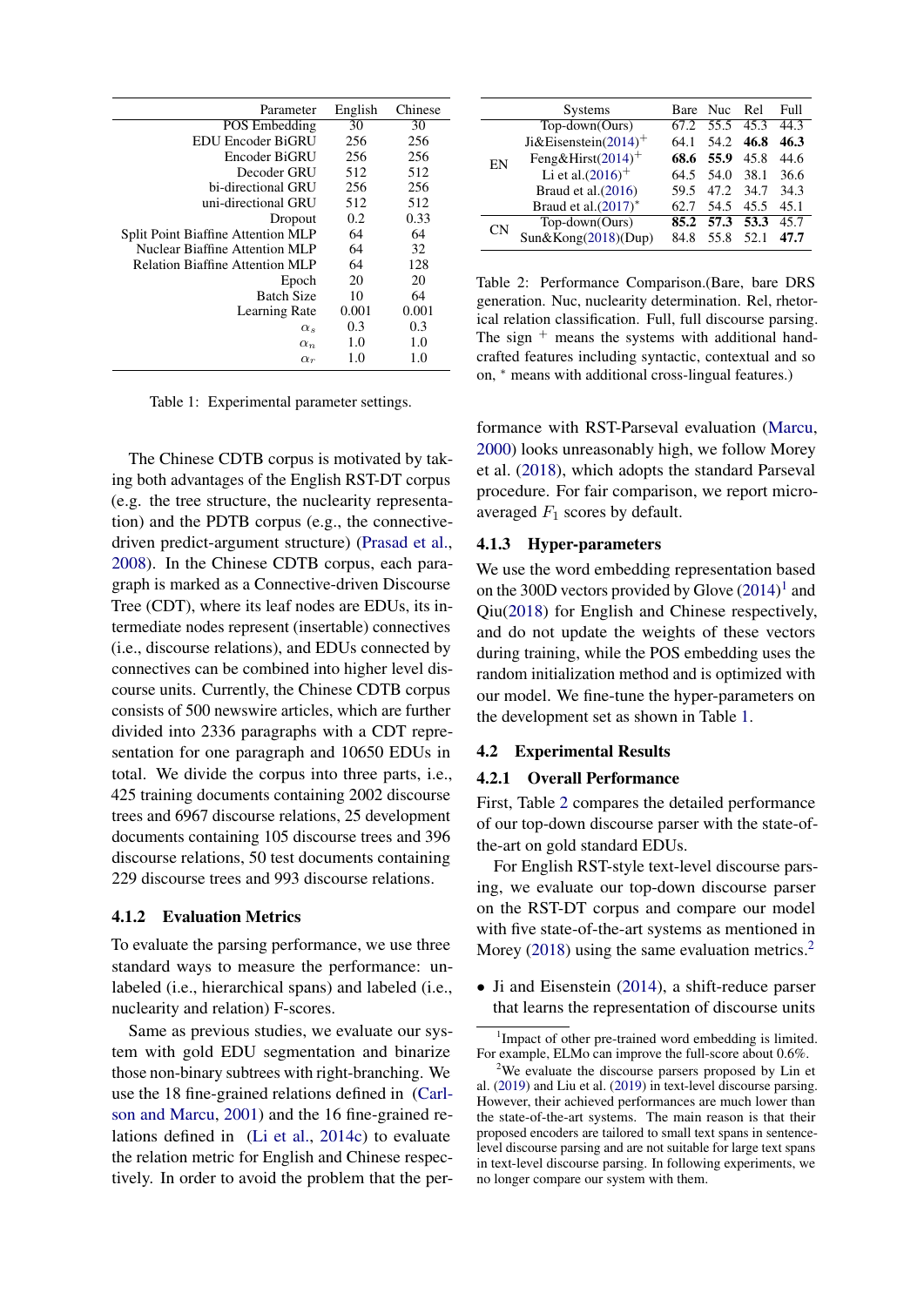| Parameter | English | Chinese |
|---|---|---|
| POS Embedding | 30 | 30 |
| EDU Encoder BiGRU | 256 | 256 |
| Encoder BiGRU | 256 | 256 |
| Decoder GRU | 512 | 512 |
| bi-directional GRU | 256 | 256 |
| uni-directional GRU | 512 | 512 |
| Dropout | 0.2 | 0.33 |
| Split Point Biaffine Attention MLP | 64 | 64 |
| Nuclear Biaffine Attention MLP | 64 | 32 |
| Relation Biaffine Attention MLP | 64 | 128 |
| Epoch | 20 | 20 |
| Batch Size | 10 | 64 |
| Learning Rate | 0.001 | 0.001 |
| $\alpha_s$ | 0.3 | 0.3 |
| $\alpha_n$ | 1.0 | 1.0 |
| $\alpha_r$ | 1.0 | 1.0 |

Table 1: Experimental parameter settings.

The Chinese CDTB corpus is motivated by taking both advantages of the English RST-DT corpus (e.g. the tree structure, the nuclearity representation) and the PDTB corpus (e.g., the connective-driven predict-argument structure) (Prasad et al., 2008). In the Chinese CDTB corpus, each paragraph is marked as a Connective-driven Discourse Tree (CDT), where its leaf nodes are EDUs, its intermediate nodes represent (insertable) connectives (i.e., discourse relations), and EDUs connected by connectives can be combined into higher level discourse units. Currently, the Chinese CDTB corpus consists of 500 newswire articles, which are further divided into 2336 paragraphs with a CDT representation for one paragraph and 10650 EDUs in total. We divide the corpus into three parts, i.e., 425 training documents containing 2002 discourse trees and 6967 discourse relations, 25 development documents containing 105 discourse trees and 396 discourse relations, 50 test documents containing 229 discourse trees and 993 discourse relations.

#### 4.1.2 Evaluation Metrics

To evaluate the parsing performance, we use three standard ways to measure the performance: unlabeled (i.e., hierarchical spans) and labeled (i.e., nuclearity and relation) F-scores.

Same as previous studies, we evaluate our system with gold EDU segmentation and binarize those non-binary subtrees with right-branching. We use the 18 fine-grained relations defined in (Carlson and Marcu, 2001) and the 16 fine-grained relations defined in (Li et al., 2014c) to evaluate the relation metric for English and Chinese respectively. In order to avoid the problem that the performance with RST-Parseval evaluation (Marcu, 2000) looks unreasonably high, we follow Morey et al. (2018), which adopts the standard Parseval procedure. For fair comparison, we report micro-averaged $F_1$ scores by default.

| | Systems | Bare | Nuc | Rel | Full |
|---|---|---|---|---|---|
| EN | Top-down(Ours) | 67.2 | 55.5 | 45.3 | 44.3 |
| | Ji&Eisenstein(2014)$^{+}$ | 64.1 | 54.2 | **46.8** | **46.3** |
| | Feng&Hirst(2014)$^{+}$ | **68.6** | **55.9** | 45.8 | 44.6 |
| | Li et al.(2016)$^{+}$ | 64.5 | 54.0 | 38.1 | 36.6 |
| | Braud et al.(2016) | 59.5 | 47.2 | 34.7 | 34.3 |
| | Braud et al.(2017)$^{*}$ | 62.7 | 54.5 | 45.5 | 45.1 |
| CN | Top-down(Ours) | **85.2** | **57.3** | **53.3** | 45.7 |
| | Sun&Kong(2018)(Dup) | 84.8 | 55.8 | 52.1 | **47.7** |

Table 2: Performance Comparison.(Bare, bare DRS generation. Nuc, nuclearity determination. Rel, rhetorical relation classification. Full, full discourse parsing. The sign $^{+}$ means the systems with additional handcrafted features including syntactic, contextual and so on, $^{*}$ means with additional cross-lingual features.)

#### 4.1.3 Hyper-parameters

We use the word embedding representation based on the 300D vectors provided by Glove (2014)[1] and Qiu(2018) for English and Chinese respectively, and do not update the weights of these vectors during training, while the POS embedding uses the random initialization method and is optimized with our model. We fine-tune the hyper-parameters on the development set as shown in Table 1.

### 4.2 Experimental Results

#### 4.2.1 Overall Performance

First, Table 2 compares the detailed performance of our top-down discourse parser with the state-of-the-art on gold standard EDUs.

For English RST-style text-level discourse parsing, we evaluate our top-down discourse parser on the RST-DT corpus and compare our model with five state-of-the-art systems as mentioned in Morey (2018) using the same evaluation metrics.[2]

- Ji and Eisenstein (2014), a shift-reduce parser that learns the representation of discourse units

[1] Impact of other pre-trained word embedding is limited. For example, ELMo can improve the full-score about 0.6%.

[2] We evaluate the discourse parsers proposed by Lin et al. (2019) and Liu et al. (2019) in text-level discourse parsing. However, their achieved performances are much lower than the state-of-the-art systems. The main reason is that their proposed encoders are tailored to small text spans in sentence-level discourse parsing and are not suitable for large text spans in text-level discourse parsing. In following experiments, we no longer compare our system with them.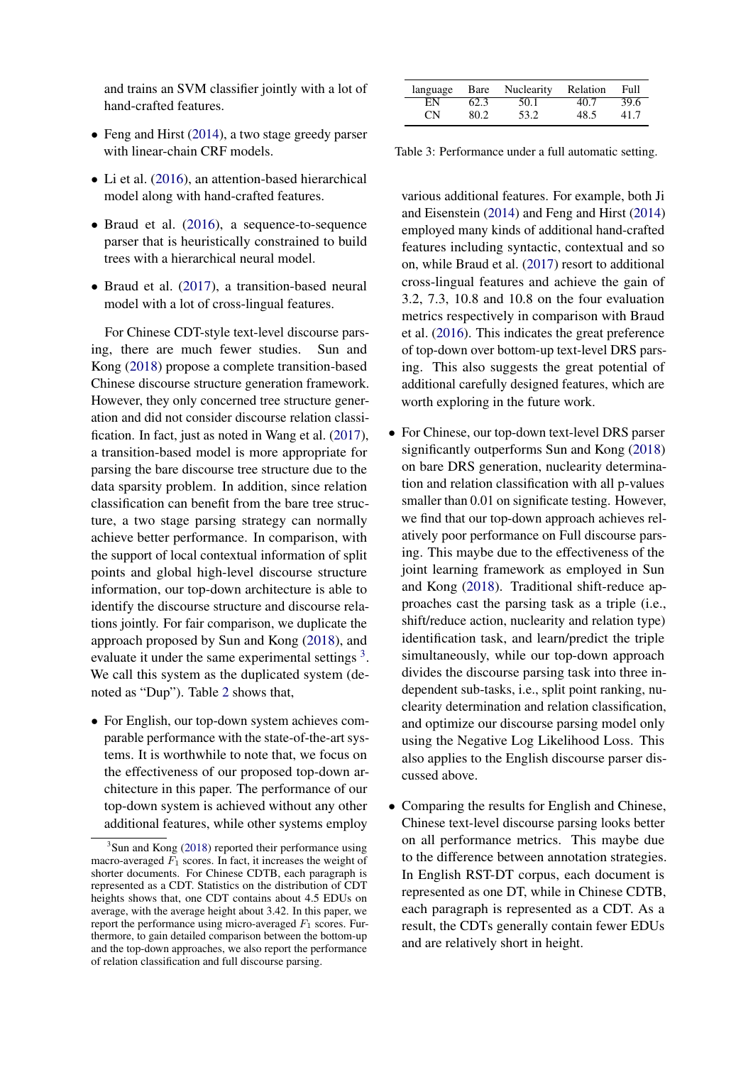and trains an SVM classifier jointly with a lot of hand-crafted features.

- Feng and Hirst (2014), a two stage greedy parser with linear-chain CRF models.
- Li et al. (2016), an attention-based hierarchical model along with hand-crafted features.
- Braud et al. (2016), a sequence-to-sequence parser that is heuristically constrained to build trees with a hierarchical neural model.
- Braud et al. (2017), a transition-based neural model with a lot of cross-lingual features.

For Chinese CDT-style text-level discourse parsing, there are much fewer studies. Sun and Kong (2018) propose a complete transition-based Chinese discourse structure generation framework. However, they only concerned tree structure generation and did not consider discourse relation classification. In fact, just as noted in Wang et al. (2017), a transition-based model is more appropriate for parsing the bare discourse tree structure due to the data sparsity problem. In addition, since relation classification can benefit from the bare tree structure, a two stage parsing strategy can normally achieve better performance. In comparison, with the support of local contextual information of split points and global high-level discourse structure information, our top-down architecture is able to identify the discourse structure and discourse relations jointly. For fair comparison, we duplicate the approach proposed by Sun and Kong (2018), and evaluate it under the same experimental settings [3]. We call this system as the duplicated system (denoted as "Dup"). Table 2 shows that,

- For English, our top-down system achieves comparable performance with the state-of-the-art systems. It is worthwhile to note that, we focus on the effectiveness of our proposed top-down architecture in this paper. The performance of our top-down system is achieved without any other additional features, while other systems employ various additional features. For example, both Ji and Eisenstein (2014) and Feng and Hirst (2014) employed many kinds of additional hand-crafted features including syntactic, contextual and so on, while Braud et al. (2017) resort to additional cross-lingual features and achieve the gain of 3.2, 7.3, 10.8 and 10.8 on the four evaluation metrics respectively in comparison with Braud et al. (2016). This indicates the great preference of top-down over bottom-up text-level DRS parsing. This also suggests the great potential of additional carefully designed features, which are worth exploring in the future work.

- For Chinese, our top-down text-level DRS parser significantly outperforms Sun and Kong (2018) on bare DRS generation, nuclearity determination and relation classification with all p-values smaller than 0.01 on significate testing. However, we find that our top-down approach achieves relatively poor performance on Full discourse parsing. This maybe due to the effectiveness of the joint learning framework as employed in Sun and Kong (2018). Traditional shift-reduce approaches cast the parsing task as a triple (i.e., shift/reduce action, nuclearity and relation type) identification task, and learn/predict the triple simultaneously, while our top-down approach divides the discourse parsing task into three independent sub-tasks, i.e., split point ranking, nuclearity determination and relation classification, and optimize our discourse parsing model only using the Negative Log Likelihood Loss. This also applies to the English discourse parser discussed above.

- Comparing the results for English and Chinese, Chinese text-level discourse parsing looks better on all performance metrics. This maybe due to the difference between annotation strategies. In English RST-DT corpus, each document is represented as one DT, while in Chinese CDTB, each paragraph is represented as a CDT. As a result, the CDTs generally contain fewer EDUs and are relatively short in height.

| language | Bare | Nuclearity | Relation | Full |
|---|---|---|---|---|
| EN | 62.3 | 50.1 | 40.7 | 39.6 |
| CN | 80.2 | 53.2 | 48.5 | 41.7 |

Table 3: Performance under a full automatic setting.

[3] Sun and Kong (2018) reported their performance using macro-averaged $F_1$ scores. In fact, it increases the weight of shorter documents. For Chinese CDTB, each paragraph is represented as a CDT. Statistics on the distribution of CDT heights shows that, one CDT contains about 4.5 EDUs on average, with the average height about 3.42. In this paper, we report the performance using micro-averaged $F_1$ scores. Furthermore, to gain detailed comparison between the bottom-up and the top-down approaches, we also report the performance of relation classification and full discourse parsing.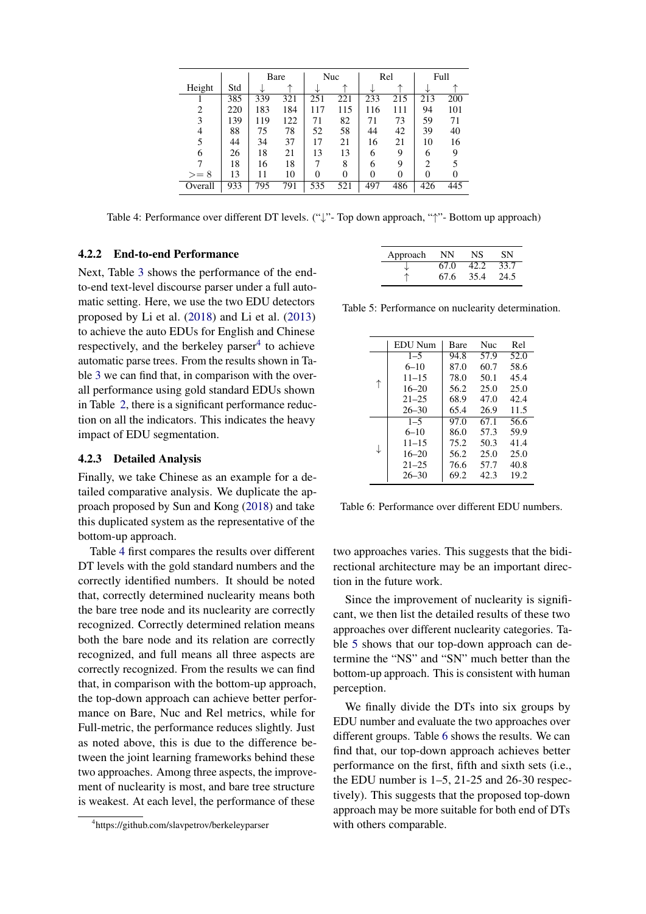| Height | Std | Bare | | Nuc | | Rel | | Full | |
|---|---|---|---|---|---|---|---|---|---|
| | | ↓ | ↑ | ↓ | ↑ | ↓ | ↑ | ↓ | ↑ |
| 1 | 385 | 339 | 321 | 251 | 221 | 233 | 215 | 213 | 200 |
| 2 | 220 | 183 | 184 | 117 | 115 | 116 | 111 | 94 | 101 |
| 3 | 139 | 119 | 122 | 71 | 82 | 71 | 73 | 59 | 71 |
| 4 | 88 | 75 | 78 | 52 | 58 | 44 | 42 | 39 | 40 |
| 5 | 44 | 34 | 37 | 17 | 21 | 16 | 21 | 10 | 16 |
| 6 | 26 | 18 | 21 | 13 | 13 | 6 | 9 | 6 | 9 |
| 7 | 18 | 16 | 18 | 7 | 8 | 6 | 9 | 2 | 5 |
| >= 8 | 13 | 11 | 10 | 0 | 0 | 0 | 0 | 0 | 0 |
| Overall | 933 | 795 | 791 | 535 | 521 | 497 | 486 | 426 | 445 |

Table 4: Performance over different DT levels. ("↓"- Top down approach, "↑"- Bottom up approach)

#### 4.2.2 End-to-end Performance

Next, Table 3 shows the performance of the end-to-end text-level discourse parser under a full automatic setting. Here, we use the two EDU detectors proposed by Li et al. (2018) and Li et al. (2013) to achieve the auto EDUs for English and Chinese respectively, and the berkeley parser[4] to achieve automatic parse trees. From the results shown in Table 3 we can find that, in comparison with the overall performance using gold standard EDUs shown in Table 2, there is a significant performance reduction on all the indicators. This indicates the heavy impact of EDU segmentation.

#### 4.2.3 Detailed Analysis

Finally, we take Chinese as an example for a detailed comparative analysis. We duplicate the approach proposed by Sun and Kong (2018) and take this duplicated system as the representative of the bottom-up approach.

Table 4 first compares the results over different DT levels with the gold standard numbers and the correctly identified numbers. It should be noted that, correctly determined nuclearity means both the bare tree node and its nuclearity are correctly recognized. Correctly determined relation means both the bare node and its relation are correctly recognized, and full means all three aspects are correctly recognized. From the results we can find that, in comparison with the bottom-up approach, the top-down approach can achieve better performance on Bare, Nuc and Rel metrics, while for Full-metric, the performance reduces slightly. Just as noted above, this is due to the difference between the joint learning frameworks behind these two approaches. Among three aspects, the improvement of nuclearity is most, and bare tree structure is weakest. At each level, the performance of these two approaches varies. This suggests that the bidirectional architecture may be an important direction in the future work.

| Approach | NN | NS | SN |
|---|---|---|---|
| ↓ | 67.0 | 42.2 | 33.7 |
| ↑ | 67.6 | 35.4 | 24.5 |

Table 5: Performance on nuclearity determination.

| | EDU Num | Bare | Nuc | Rel |
|---|---|---|---|---|
| ↑ | 1–5 | 94.8 | 57.9 | 52.0 |
| | 6–10 | 87.0 | 60.7 | 58.6 |
| | 11–15 | 78.0 | 50.1 | 45.4 |
| | 16–20 | 56.2 | 25.0 | 25.0 |
| | 21–25 | 68.9 | 47.0 | 42.4 |
| | 26–30 | 65.4 | 26.9 | 11.5 |
| ↓ | 1–5 | 97.0 | 67.1 | 56.6 |
| | 6–10 | 86.0 | 57.3 | 59.9 |
| | 11–15 | 75.2 | 50.3 | 41.4 |
| | 16–20 | 56.2 | 25.0 | 25.0 |
| | 21–25 | 76.6 | 57.7 | 40.8 |
| | 26–30 | 69.2 | 42.3 | 19.2 |

Table 6: Performance over different EDU numbers.

Since the improvement of nuclearity is significant, we then list the detailed results of these two approaches over different nuclearity categories. Table 5 shows that our top-down approach can determine the "NS" and "SN" much better than the bottom-up approach. This is consistent with human perception.

We finally divide the DTs into six groups by EDU number and evaluate the two approaches over different groups. Table 6 shows the results. We can find that, our top-down approach achieves better performance on the first, fifth and sixth sets (i.e., the EDU number is 1–5, 21-25 and 26-30 respectively). This suggests that the proposed top-down approach may be more suitable for both end of DTs with others comparable.

[4] https://github.com/slavpetrov/berkeleyparser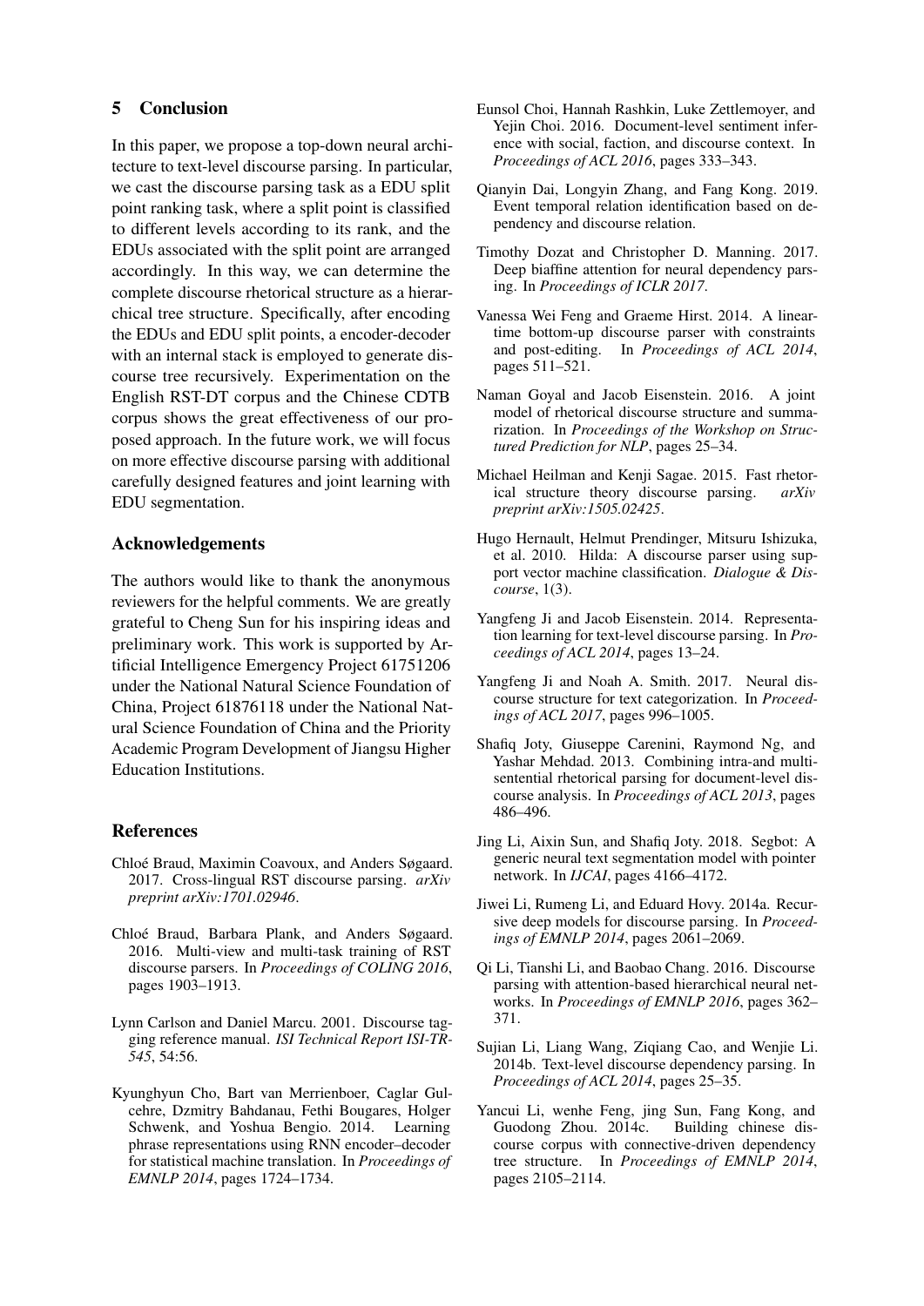## 5 Conclusion

In this paper, we propose a top-down neural architecture to text-level discourse parsing. In particular, we cast the discourse parsing task as a EDU split point ranking task, where a split point is classified to different levels according to its rank, and the EDUs associated with the split point are arranged accordingly. In this way, we can determine the complete discourse rhetorical structure as a hierarchical tree structure. Specifically, after encoding the EDUs and EDU split points, a encoder-decoder with an internal stack is employed to generate discourse tree recursively. Experimentation on the English RST-DT corpus and the Chinese CDTB corpus shows the great effectiveness of our proposed approach. In the future work, we will focus on more effective discourse parsing with additional carefully designed features and joint learning with EDU segmentation.

## Acknowledgements

The authors would like to thank the anonymous reviewers for the helpful comments. We are greatly grateful to Cheng Sun for his inspiring ideas and preliminary work. This work is supported by Artificial Intelligence Emergency Project 61751206 under the National Natural Science Foundation of China, Project 61876118 under the National Natural Science Foundation of China and the Priority Academic Program Development of Jiangsu Higher Education Institutions.

## References

Chloé Braud, Maximin Coavoux, and Anders Søgaard. 2017. Cross-lingual RST discourse parsing. *arXiv preprint arXiv:1701.02946*.

Chloé Braud, Barbara Plank, and Anders Søgaard. 2016. Multi-view and multi-task training of RST discourse parsers. In *Proceedings of COLING 2016*, pages 1903–1913.

Lynn Carlson and Daniel Marcu. 2001. Discourse tagging reference manual. *ISI Technical Report ISI-TR-545*, 54:56.

Kyunghyun Cho, Bart van Merrienboer, Caglar Gulcehre, Dzmitry Bahdanau, Fethi Bougares, Holger Schwenk, and Yoshua Bengio. 2014. Learning phrase representations using RNN encoder–decoder for statistical machine translation. In *Proceedings of EMNLP 2014*, pages 1724–1734.

Eunsol Choi, Hannah Rashkin, Luke Zettlemoyer, and Yejin Choi. 2016. Document-level sentiment inference with social, faction, and discourse context. In *Proceedings of ACL 2016*, pages 333–343.

Qianyin Dai, Longyin Zhang, and Fang Kong. 2019. Event temporal relation identification based on dependency and discourse relation.

Timothy Dozat and Christopher D. Manning. 2017. Deep biaffine attention for neural dependency parsing. In *Proceedings of ICLR 2017*.

Vanessa Wei Feng and Graeme Hirst. 2014. A linear-time bottom-up discourse parser with constraints and post-editing. In *Proceedings of ACL 2014*, pages 511–521.

Naman Goyal and Jacob Eisenstein. 2016. A joint model of rhetorical discourse structure and summarization. In *Proceedings of the Workshop on Structured Prediction for NLP*, pages 25–34.

Michael Heilman and Kenji Sagae. 2015. Fast rhetorical structure theory discourse parsing. *arXiv preprint arXiv:1505.02425*.

Hugo Hernault, Helmut Prendinger, Mitsuru Ishizuka, et al. 2010. Hilda: A discourse parser using support vector machine classification. *Dialogue & Discourse*, 1(3).

Yangfeng Ji and Jacob Eisenstein. 2014. Representation learning for text-level discourse parsing. In *Proceedings of ACL 2014*, pages 13–24.

Yangfeng Ji and Noah A. Smith. 2017. Neural discourse structure for text categorization. In *Proceedings of ACL 2017*, pages 996–1005.

Shafiq Joty, Giuseppe Carenini, Raymond Ng, and Yashar Mehdad. 2013. Combining intra-and multi-sentential rhetorical parsing for document-level discourse analysis. In *Proceedings of ACL 2013*, pages 486–496.

Jing Li, Aixin Sun, and Shafiq Joty. 2018. Segbot: A generic neural text segmentation model with pointer network. In *IJCAI*, pages 4166–4172.

Jiwei Li, Rumeng Li, and Eduard Hovy. 2014a. Recursive deep models for discourse parsing. In *Proceedings of EMNLP 2014*, pages 2061–2069.

Qi Li, Tianshi Li, and Baobao Chang. 2016. Discourse parsing with attention-based hierarchical neural networks. In *Proceedings of EMNLP 2016*, pages 362–371.

Sujian Li, Liang Wang, Ziqiang Cao, and Wenjie Li. 2014b. Text-level discourse dependency parsing. In *Proceedings of ACL 2014*, pages 25–35.

Yancui Li, wenhe Feng, jing Sun, Fang Kong, and Guodong Zhou. 2014c. Building chinese discourse corpus with connective-driven dependency tree structure. In *Proceedings of EMNLP 2014*, pages 2105–2114.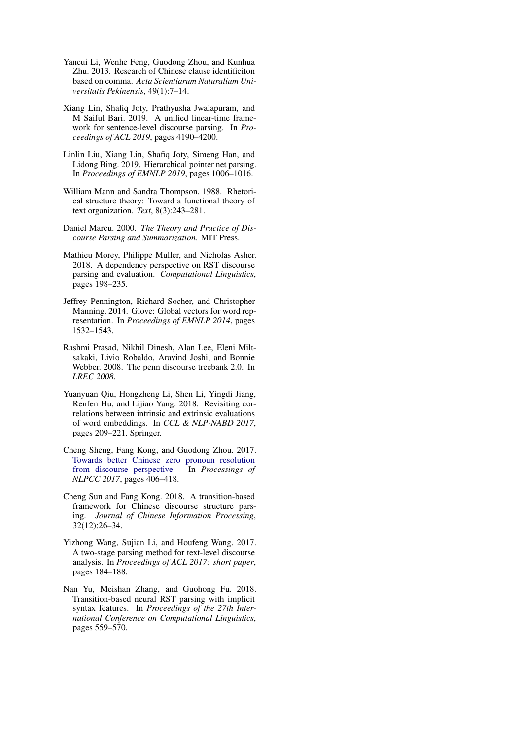Yancui Li, Wenhe Feng, Guodong Zhou, and Kunhua Zhu. 2013. Research of Chinese clause identificiton based on comma. *Acta Scientiarum Naturalium Universitatis Pekinensis*, 49(1):7–14.

Xiang Lin, Shafiq Joty, Prathyusha Jwalapuram, and M Saiful Bari. 2019. A unified linear-time framework for sentence-level discourse parsing. In *Proceedings of ACL 2019*, pages 4190–4200.

Linlin Liu, Xiang Lin, Shafiq Joty, Simeng Han, and Lidong Bing. 2019. Hierarchical pointer net parsing. In *Proceedings of EMNLP 2019*, pages 1006–1016.

William Mann and Sandra Thompson. 1988. Rhetorical structure theory: Toward a functional theory of text organization. *Text*, 8(3):243–281.

Daniel Marcu. 2000. *The Theory and Practice of Discourse Parsing and Summarization*. MIT Press.

Mathieu Morey, Philippe Muller, and Nicholas Asher. 2018. A dependency perspective on RST discourse parsing and evaluation. *Computational Linguistics*, pages 198–235.

Jeffrey Pennington, Richard Socher, and Christopher Manning. 2014. Glove: Global vectors for word representation. In *Proceedings of EMNLP 2014*, pages 1532–1543.

Rashmi Prasad, Nikhil Dinesh, Alan Lee, Eleni Miltsakaki, Livio Robaldo, Aravind Joshi, and Bonnie Webber. 2008. The penn discourse treebank 2.0. In *LREC 2008*.

Yuanyuan Qiu, Hongzheng Li, Shen Li, Yingdi Jiang, Renfen Hu, and Lijiao Yang. 2018. Revisiting correlations between intrinsic and extrinsic evaluations of word embeddings. In *CCL & NLP-NABD 2017*, pages 209–221. Springer.

Cheng Sheng, Fang Kong, and Guodong Zhou. 2017. Towards better Chinese zero pronoun resolution from discourse perspective. In *Processings of NLPCC 2017*, pages 406–418.

Cheng Sun and Fang Kong. 2018. A transition-based framework for Chinese discourse structure parsing. *Journal of Chinese Information Processing*, 32(12):26–34.

Yizhong Wang, Sujian Li, and Houfeng Wang. 2017. A two-stage parsing method for text-level discourse analysis. In *Proceedings of ACL 2017: short paper*, pages 184–188.

Nan Yu, Meishan Zhang, and Guohong Fu. 2018. Transition-based neural RST parsing with implicit syntax features. In *Proceedings of the 27th International Conference on Computational Linguistics*, pages 559–570.